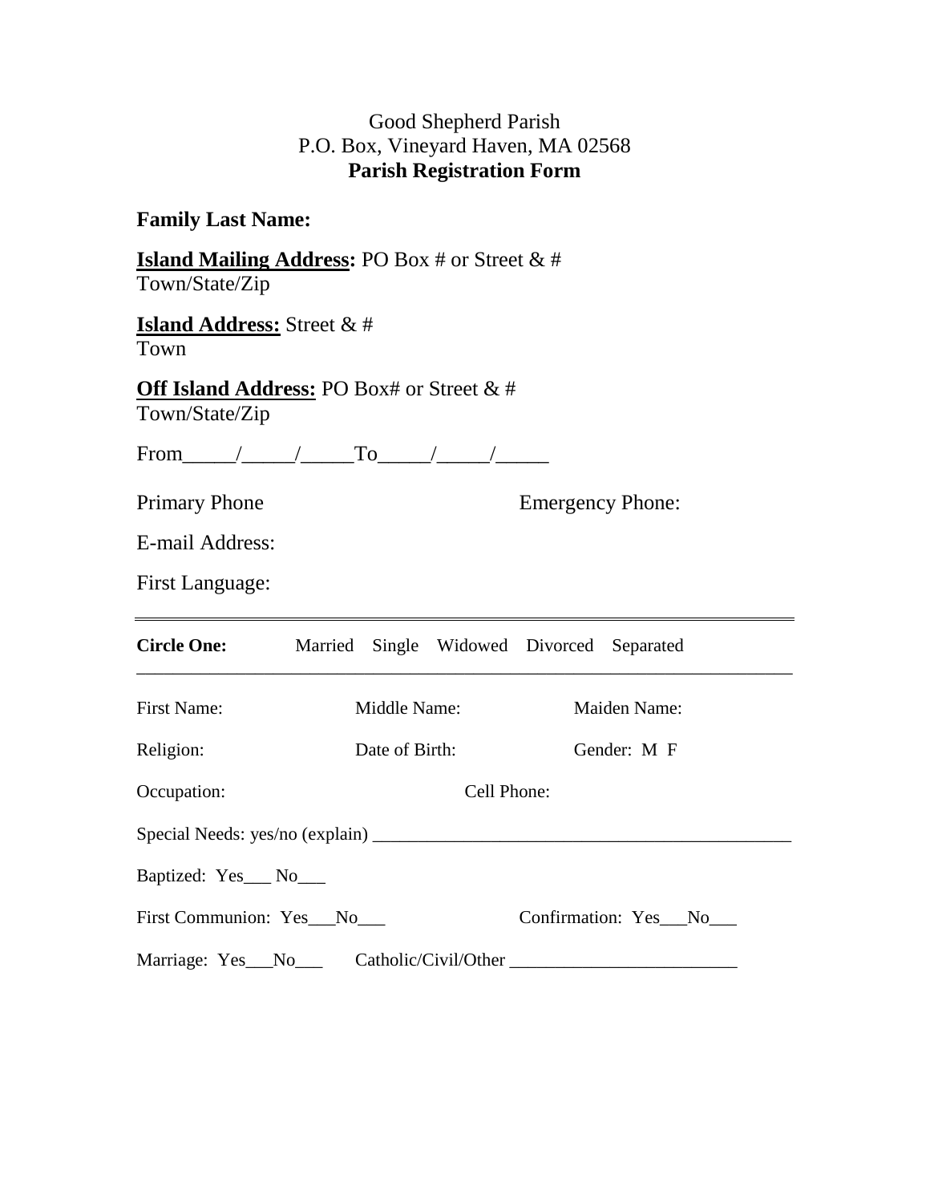Good Shepherd Parish
P.O. Box, Vineyard Haven, MA 02568
**Parish Registration Form**

**Family Last Name:**

**Island Mailing Address:** PO Box # or Street & #
Town/State/Zip

**Island Address:** Street & #
Town

**Off Island Address:** PO Box# or Street & #
Town/State/Zip

From_____/_____/_____To_____/_____/_____

Primary Phone Emergency Phone:

E-mail Address:

First Language:

---

**Circle One:** Married Single Widowed Divorced Separated

---

First Name: Middle Name: Maiden Name:

Religion: Date of Birth: Gender: M F

Occupation: Cell Phone:

Special Needs: yes/no (explain) _______________________________________________

Baptized: Yes___ No___

First Communion: Yes___No___ Confirmation: Yes___No___

Marriage: Yes___No___ Catholic/Civil/Other _________________________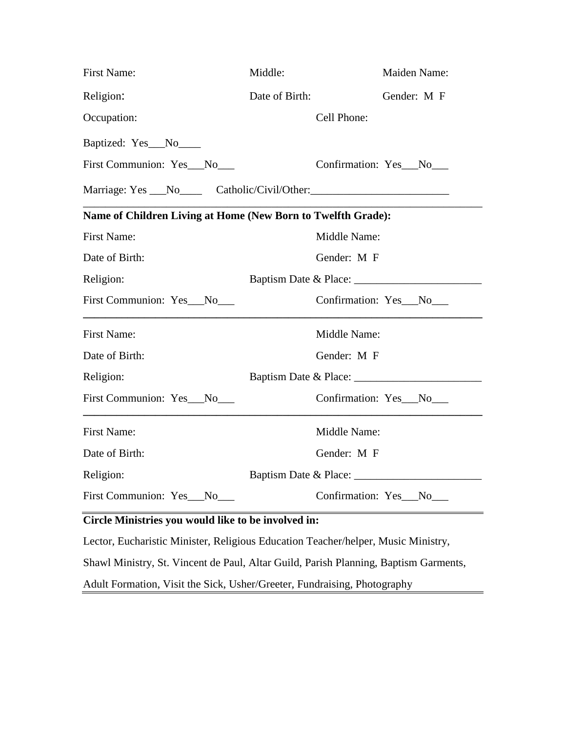First Name: Middle: Maiden Name:

Religion: Date of Birth: Gender: M F

Occupation: Cell Phone:

Baptized: Yes___No____

First Communion: Yes___No___ Confirmation: Yes___No___

Marriage: Yes ___No____ Catholic/Civil/Other:_________________________

---

**Name of Children Living at Home (New Born to Twelfth Grade):**

First Name: Middle Name:

Date of Birth: Gender: M F

Religion: Baptism Date & Place: _______________________

First Communion: Yes___No___ Confirmation: Yes___No___

---

First Name: Middle Name:

Date of Birth: Gender: M F

Religion: Baptism Date & Place: _______________________

First Communion: Yes___No___ Confirmation: Yes___No___

---

First Name: Middle Name:

Date of Birth: Gender: M F

Religion: Baptism Date & Place: _______________________

First Communion: Yes___No___ Confirmation: Yes___No___

---

**Circle Ministries you would like to be involved in:**

Lector, Eucharistic Minister, Religious Education Teacher/helper, Music Ministry, Shawl Ministry, St. Vincent de Paul, Altar Guild, Parish Planning, Baptism Garments, Adult Formation, Visit the Sick, Usher/Greeter, Fundraising, Photography